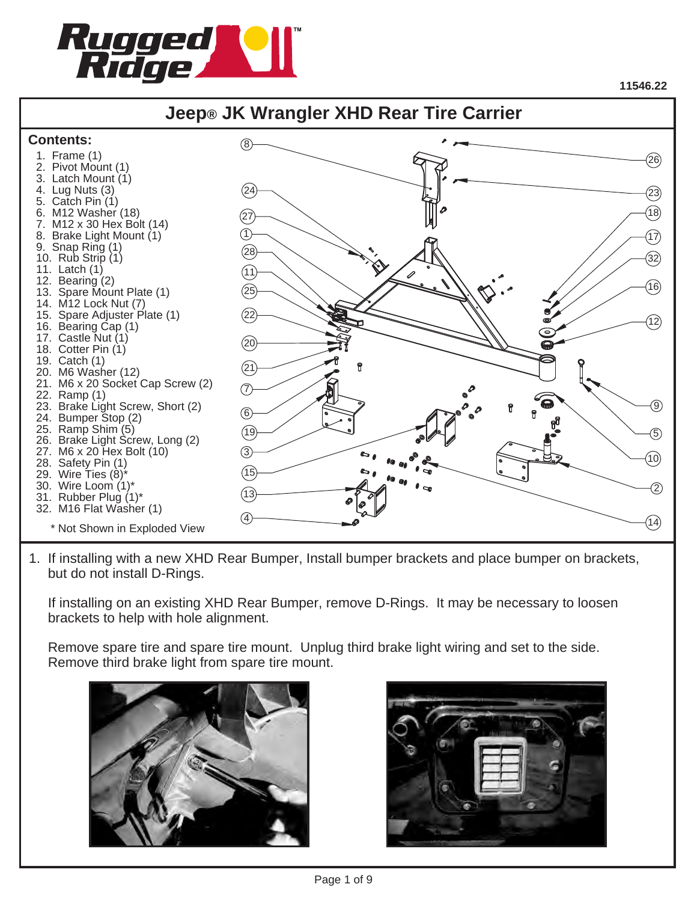11546.22

# Jeep® JK Wrangler XHD Rear Tire Carrier

## Contents:

1. Frame (1)
2. Pivot Mount (1)
3. Latch Mount (1)
4. Lug Nuts (3)
5. Catch Pin (1)
6. M12 Washer (18)
7. M12 x 30 Hex Bolt (14)
8. Brake Light Mount (1)
9. Snap Ring (1)
10. Rub Strip (1)
11. Latch (1)
12. Bearing (2)
13. Spare Mount Plate (1)
14. M12 Lock Nut (7)
15. Spare Adjuster Plate (1)
16. Bearing Cap (1)
17. Castle Nut (1)
18. Cotter Pin (1)
19. Catch (1)
20. M6 Washer (12)
21. M6 x 20 Socket Cap Screw (2)
22. Ramp (1)
23. Brake Light Screw, Short (2)
24. Bumper Stop (2)
25. Ramp Shim (5)
26. Brake Light Screw, Long (2)
27. M6 x 20 Hex Bolt (10)
28. Safety Pin (1)
29. Wire Ties (8)*
30. Wire Loom (1)*
31. Rubber Plug (1)*
32. M16 Flat Washer (1)

\* Not Shown in Exploded View

1. If installing with a new XHD Rear Bumper, Install bumper brackets and place bumper on brackets, but do not install D-Rings.

   If installing on an existing XHD Rear Bumper, remove D-Rings. It may be necessary to loosen brackets to help with hole alignment.

   Remove spare tire and spare tire mount. Unplug third brake light wiring and set to the side. Remove third brake light from spare tire mount.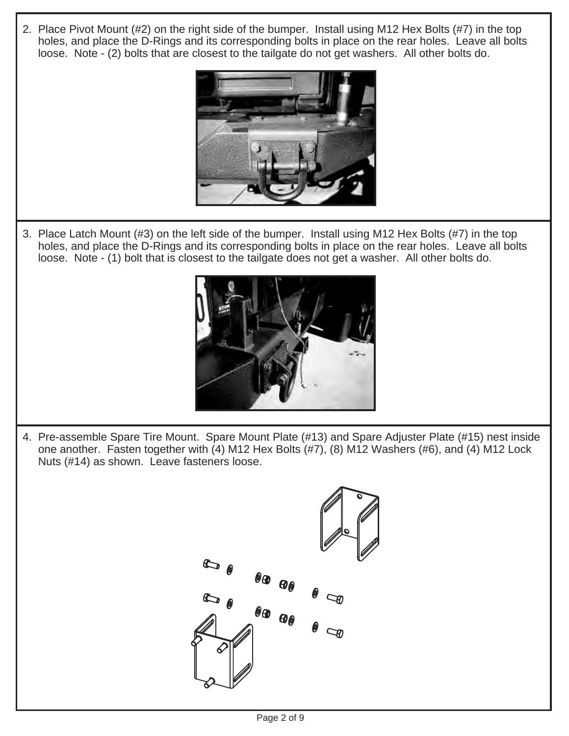2. Place Pivot Mount (#2) on the right side of the bumper. Install using M12 Hex Bolts (#7) in the top holes, and place the D-Rings and its corresponding bolts in place on the rear holes. Leave all bolts loose. Note - (2) bolts that are closest to the tailgate do not get washers. All other bolts do.

3. Place Latch Mount (#3) on the left side of the bumper. Install using M12 Hex Bolts (#7) in the top holes, and place the D-Rings and its corresponding bolts in place on the rear holes. Leave all bolts loose. Note - (1) bolt that is closest to the tailgate does not get a washer. All other bolts do.

4. Pre-assemble Spare Tire Mount. Spare Mount Plate (#13) and Spare Adjuster Plate (#15) nest inside one another. Fasten together with (4) M12 Hex Bolts (#7), (8) M12 Washers (#6), and (4) M12 Lock Nuts (#14) as shown. Leave fasteners loose.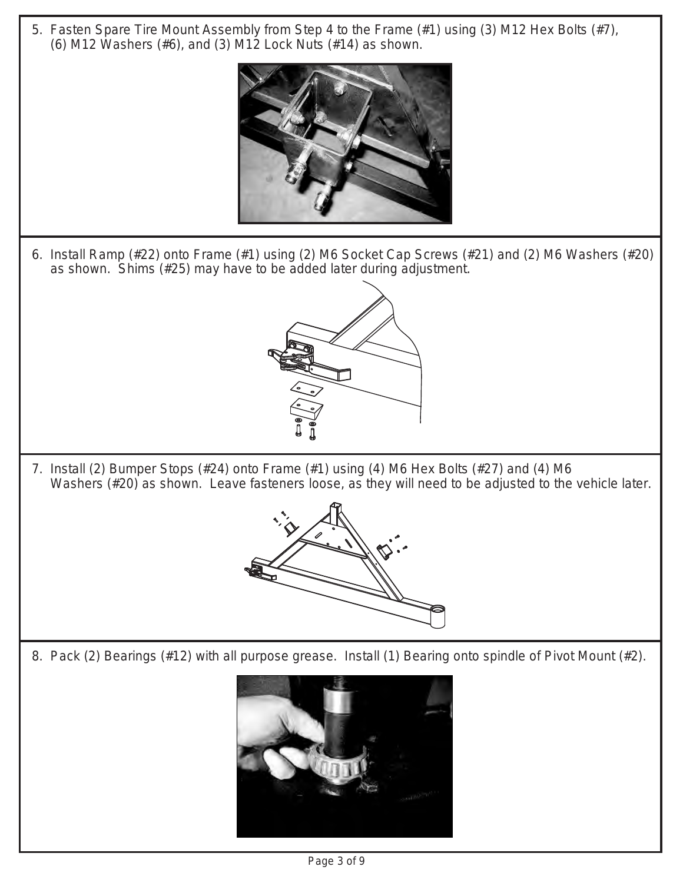5. Fasten Spare Tire Mount Assembly from Step 4 to the Frame (#1) using (3) M12 Hex Bolts (#7), (6) M12 Washers (#6), and (3) M12 Lock Nuts (#14) as shown.

6. Install Ramp (#22) onto Frame (#1) using (2) M6 Socket Cap Screws (#21) and (2) M6 Washers (#20) as shown. Shims (#25) may have to be added later during adjustment.

7. Install (2) Bumper Stops (#24) onto Frame (#1) using (4) M6 Hex Bolts (#27) and (4) M6 Washers (#20) as shown. Leave fasteners loose, as they will need to be adjusted to the vehicle later.

8. Pack (2) Bearings (#12) with all purpose grease. Install (1) Bearing onto spindle of Pivot Mount (#2).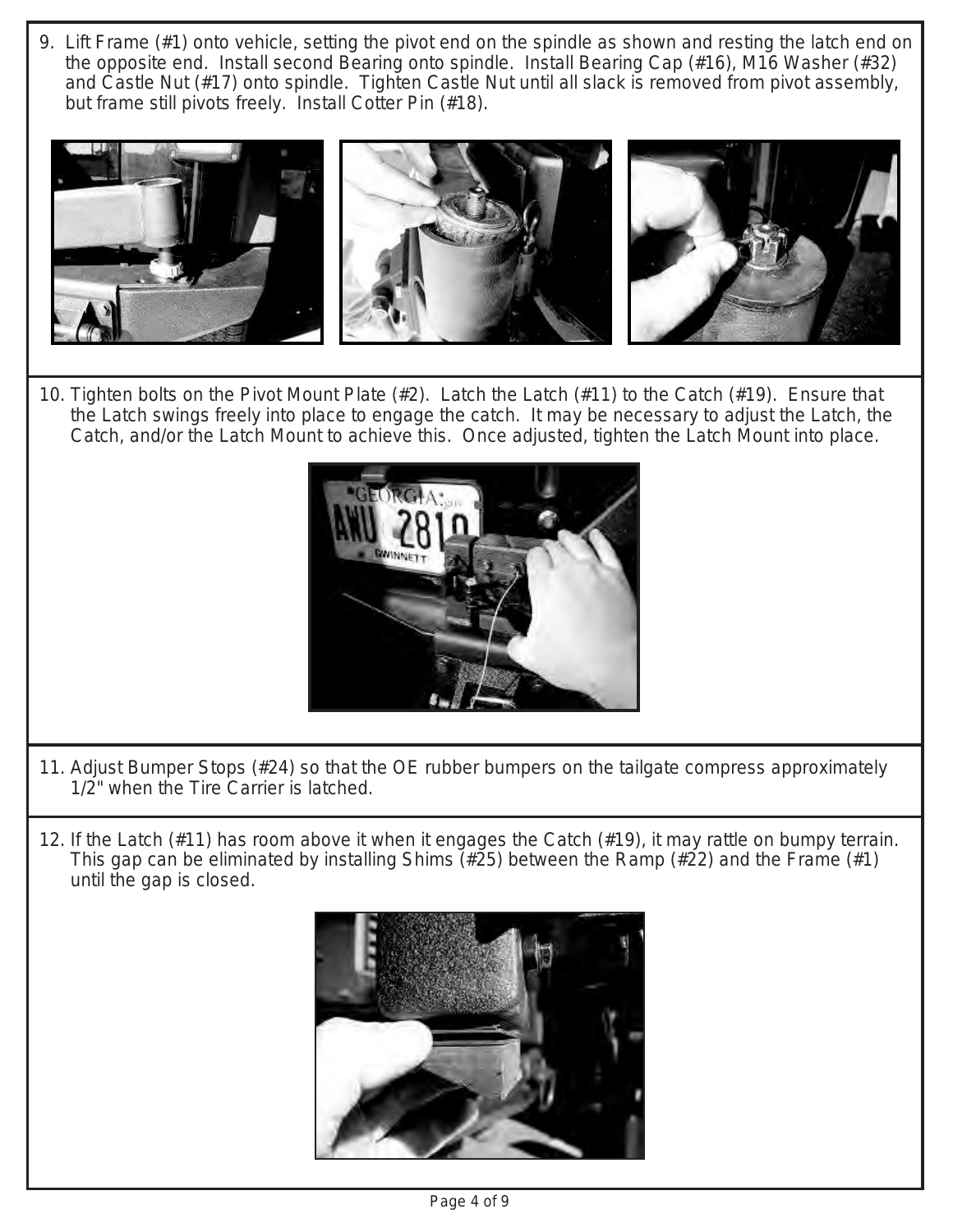9. Lift Frame (#1) onto vehicle, setting the pivot end on the spindle as shown and resting the latch end on the opposite end. Install second Bearing onto spindle. Install Bearing Cap (#16), M16 Washer (#32) and Castle Nut (#17) onto spindle. Tighten Castle Nut until all slack is removed from pivot assembly, but frame still pivots freely. Install Cotter Pin (#18).

10. Tighten bolts on the Pivot Mount Plate (#2). Latch the Latch (#11) to the Catch (#19). Ensure that the Latch swings freely into place to engage the catch. It may be necessary to adjust the Latch, the Catch, and/or the Latch Mount to achieve this. Once adjusted, tighten the Latch Mount into place.

11. Adjust Bumper Stops (#24) so that the OE rubber bumpers on the tailgate compress approximately 1/2" when the Tire Carrier is latched.

12. If the Latch (#11) has room above it when it engages the Catch (#19), it may rattle on bumpy terrain. This gap can be eliminated by installing Shims (#25) between the Ramp (#22) and the Frame (#1) until the gap is closed.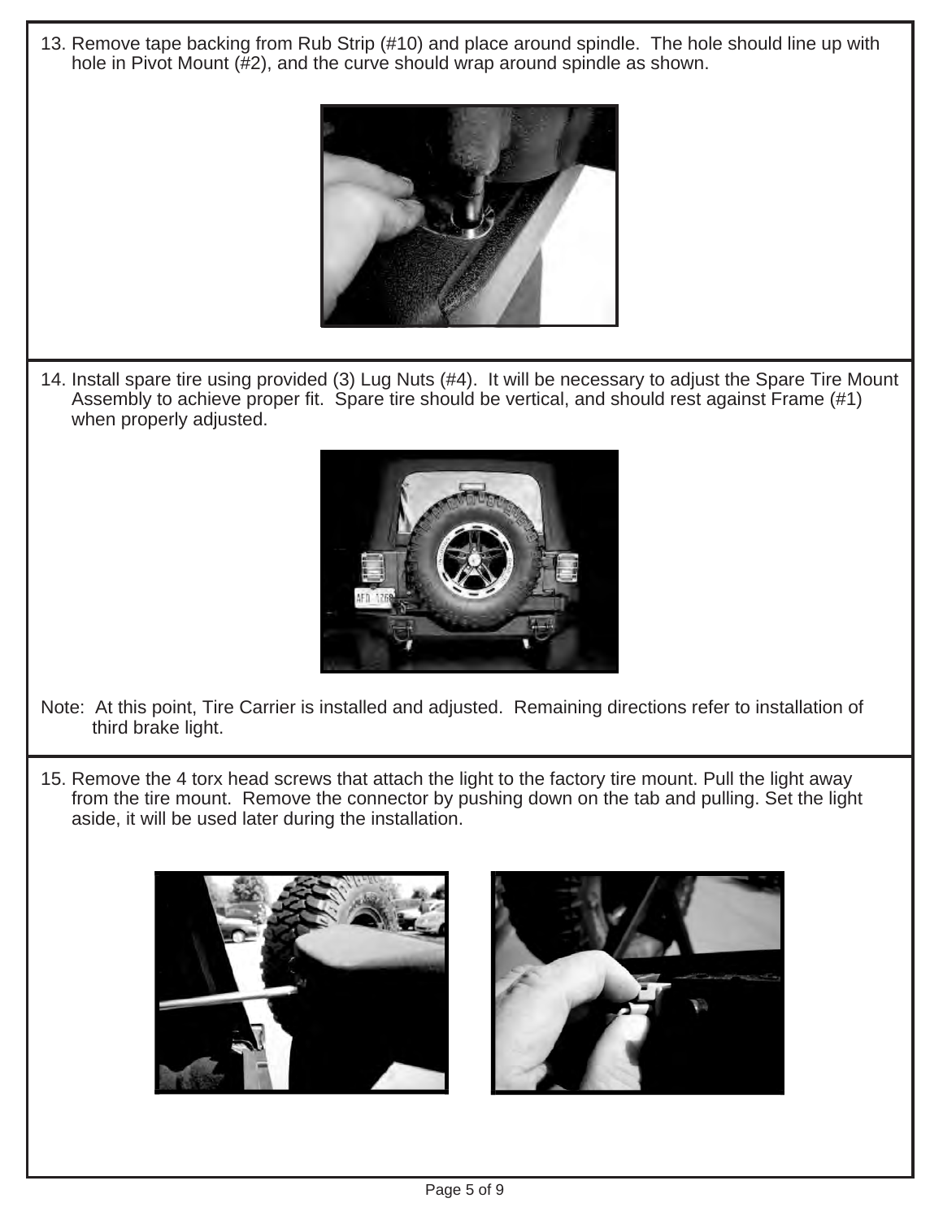13. Remove tape backing from Rub Strip (#10) and place around spindle. The hole should line up with hole in Pivot Mount (#2), and the curve should wrap around spindle as shown.

14. Install spare tire using provided (3) Lug Nuts (#4). It will be necessary to adjust the Spare Tire Mount Assembly to achieve proper fit. Spare tire should be vertical, and should rest against Frame (#1) when properly adjusted.

Note: At this point, Tire Carrier is installed and adjusted. Remaining directions refer to installation of third brake light.

15. Remove the 4 torx head screws that attach the light to the factory tire mount. Pull the light away from the tire mount. Remove the connector by pushing down on the tab and pulling. Set the light aside, it will be used later during the installation.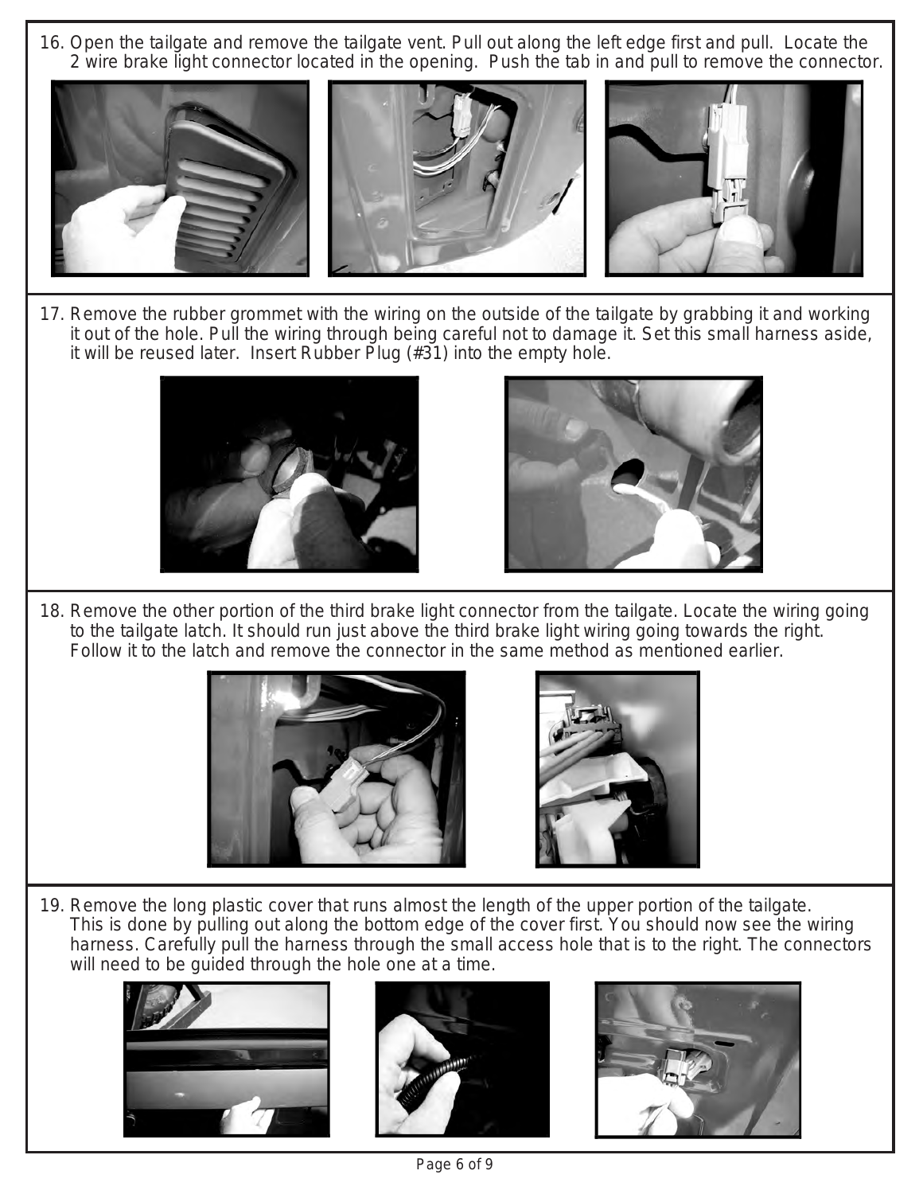16. Open the tailgate and remove the tailgate vent. Pull out along the left edge first and pull. Locate the 2 wire brake light connector located in the opening. Push the tab in and pull to remove the connector.

17. Remove the rubber grommet with the wiring on the outside of the tailgate by grabbing it and working it out of the hole. Pull the wiring through being careful not to damage it. Set this small harness aside, it will be reused later. Insert Rubber Plug (#31) into the empty hole.

18. Remove the other portion of the third brake light connector from the tailgate. Locate the wiring going to the tailgate latch. It should run just above the third brake light wiring going towards the right. Follow it to the latch and remove the connector in the same method as mentioned earlier.

19. Remove the long plastic cover that runs almost the length of the upper portion of the tailgate. This is done by pulling out along the bottom edge of the cover first. You should now see the wiring harness. Carefully pull the harness through the small access hole that is to the right. The connectors will need to be guided through the hole one at a time.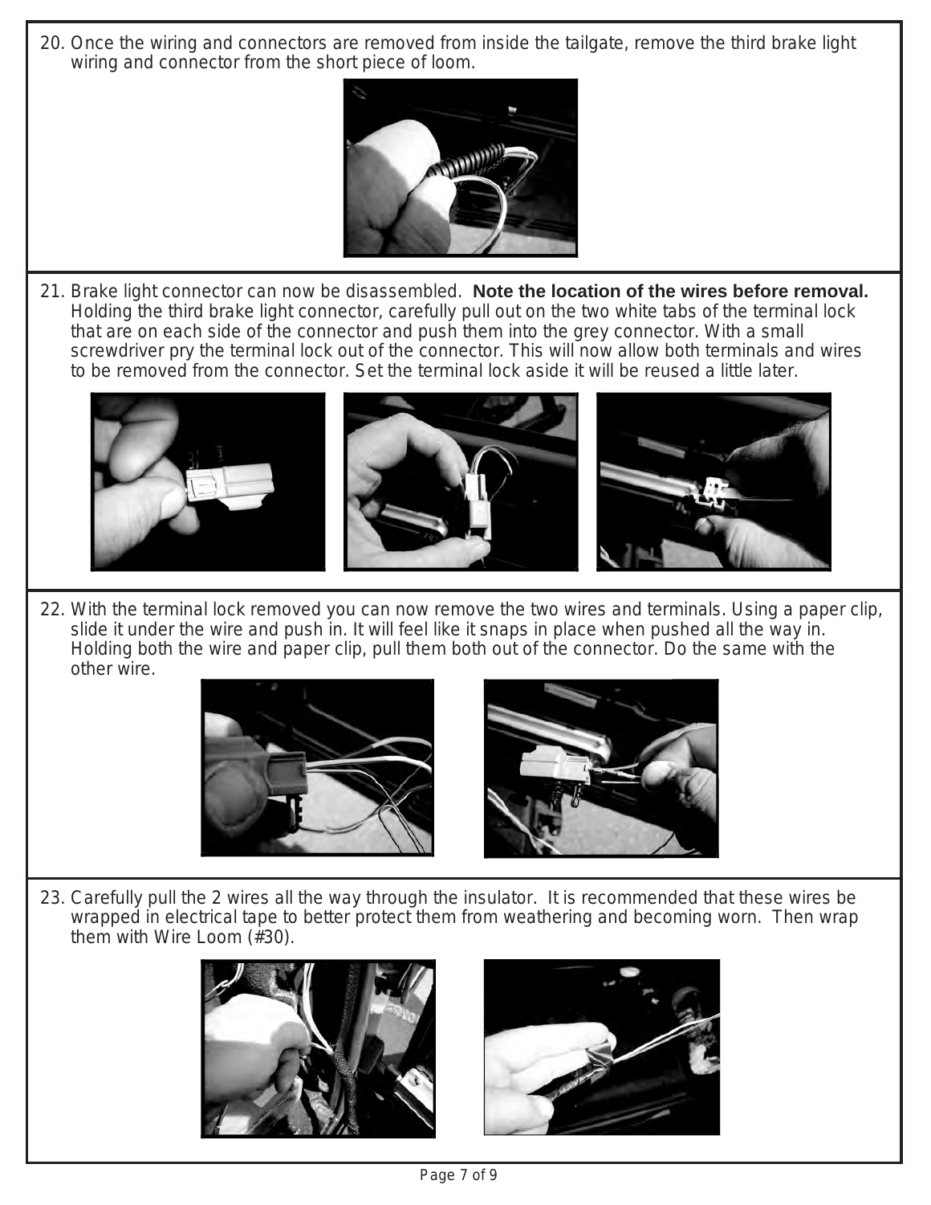20. Once the wiring and connectors are removed from inside the tailgate, remove the third brake light wiring and connector from the short piece of loom.

21. Brake light connector can now be disassembled. **Note the location of the wires before removal.** Holding the third brake light connector, carefully pull out on the two white tabs of the terminal lock that are on each side of the connector and push them into the grey connector. With a small screwdriver pry the terminal lock out of the connector. This will now allow both terminals and wires to be removed from the connector. Set the terminal lock aside it will be reused a little later.

22. With the terminal lock removed you can now remove the two wires and terminals. Using a paper clip, slide it under the wire and push in. It will feel like it snaps in place when pushed all the way in. Holding both the wire and paper clip, pull them both out of the connector. Do the same with the other wire.

23. Carefully pull the 2 wires all the way through the insulator. It is recommended that these wires be wrapped in electrical tape to better protect them from weathering and becoming worn. Then wrap them with Wire Loom (#30).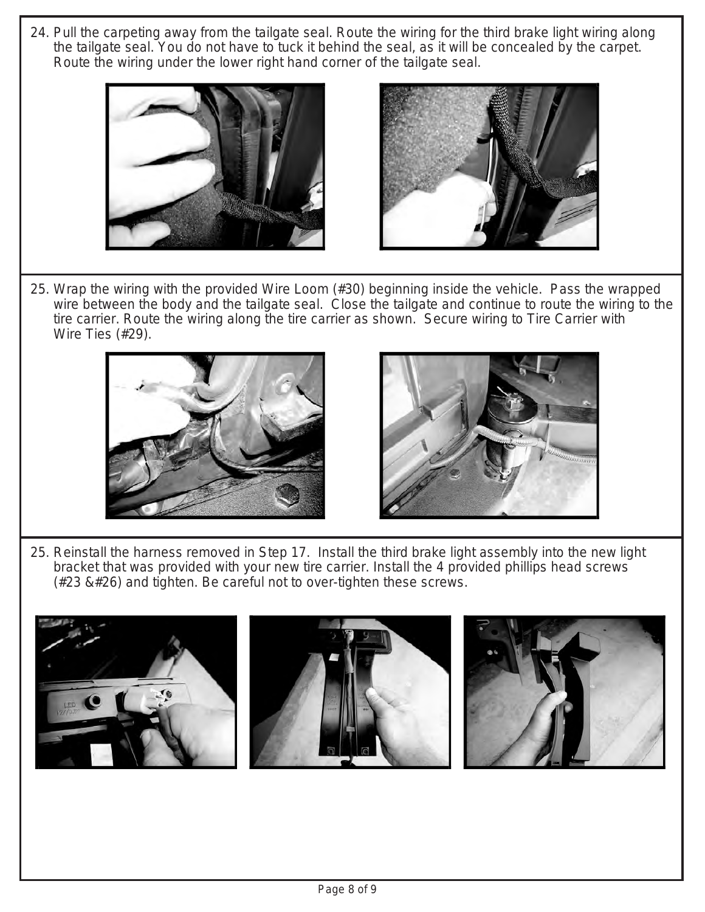24. Pull the carpeting away from the tailgate seal. Route the wiring for the third brake light wiring along the tailgate seal. You do not have to tuck it behind the seal, as it will be concealed by the carpet. Route the wiring under the lower right hand corner of the tailgate seal.

25. Wrap the wiring with the provided Wire Loom (#30) beginning inside the vehicle. Pass the wrapped wire between the body and the tailgate seal. Close the tailgate and continue to route the wiring to the tire carrier. Route the wiring along the tire carrier as shown. Secure wiring to Tire Carrier with Wire Ties (#29).

25. Reinstall the harness removed in Step 17. Install the third brake light assembly into the new light bracket that was provided with your new tire carrier. Install the 4 provided phillips head screws (#23 &#26) and tighten. Be careful not to over-tighten these screws.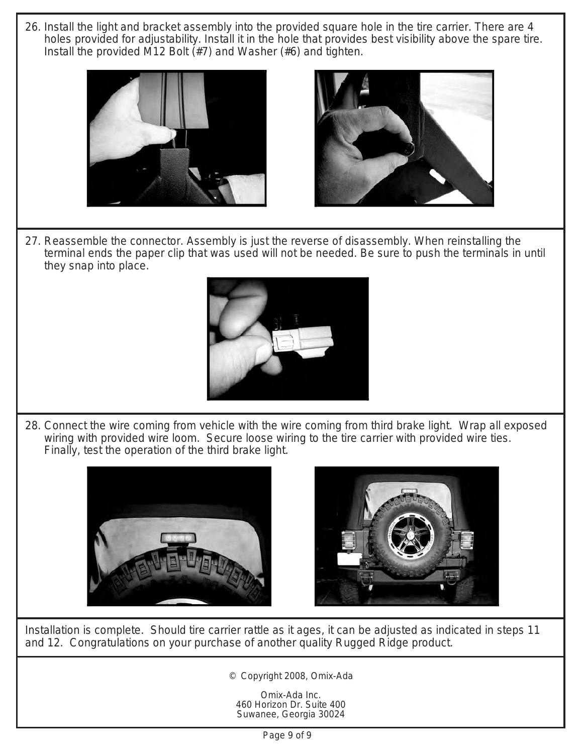26. Install the light and bracket assembly into the provided square hole in the tire carrier. There are 4 holes provided for adjustability. Install it in the hole that provides best visibility above the spare tire. Install the provided M12 Bolt (#7) and Washer (#6) and tighten.

27. Reassemble the connector. Assembly is just the reverse of disassembly. When reinstalling the terminal ends the paper clip that was used will not be needed. Be sure to push the terminals in until they snap into place.

28. Connect the wire coming from vehicle with the wire coming from third brake light. Wrap all exposed wiring with provided wire loom. Secure loose wiring to the tire carrier with provided wire ties. Finally, test the operation of the third brake light.

Installation is complete. Should tire carrier rattle as it ages, it can be adjusted as indicated in steps 11 and 12. Congratulations on your purchase of another quality Rugged Ridge product.

© Copyright 2008, Omix-Ada

Omix-Ada Inc.
460 Horizon Dr. Suite 400
Suwanee, Georgia 30024